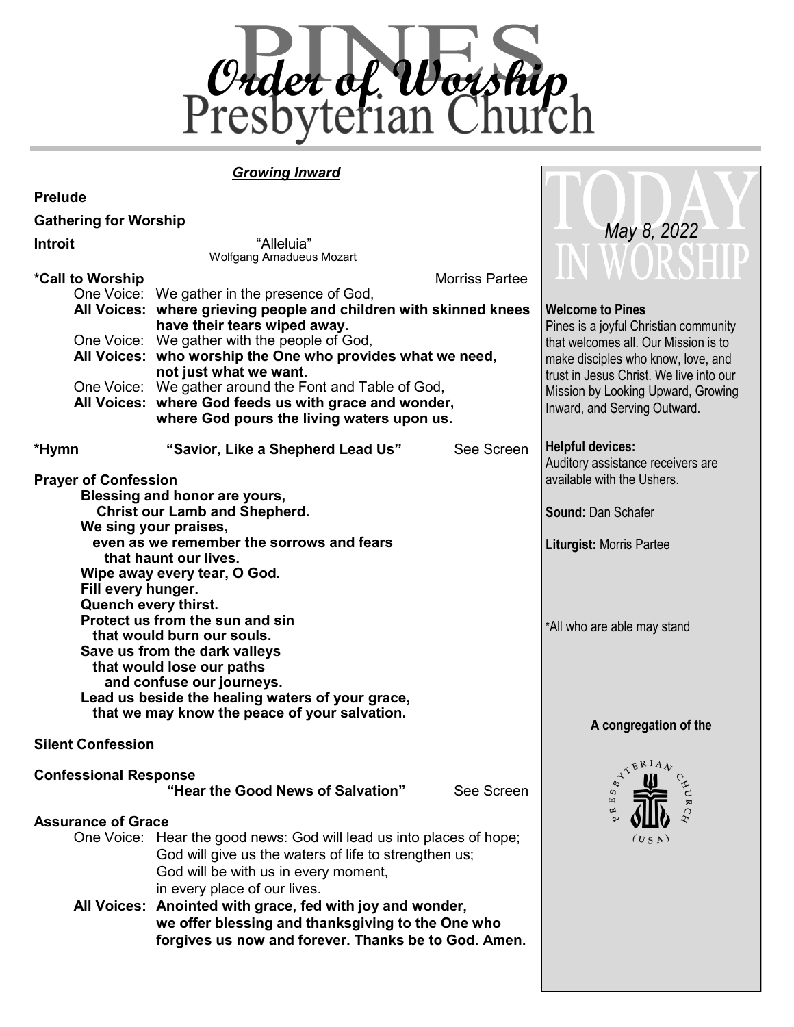# Order of Worship

# Pines Presbyterian Church

***Growing Inward***

**Prelude**

**Gathering for Worship**

**Introit** "Alleluia"
Wolfgang Amadueus Mozart

**\*Call to Worship** Morriss Partee

One Voice: We gather in the presence of God,
**All Voices: where grieving people and children with skinned knees have their tears wiped away.**
One Voice: We gather with the people of God,
**All Voices: who worship the One who provides what we need, not just what we want.**
One Voice: We gather around the Font and Table of God,
**All Voices: where God feeds us with grace and wonder, where God pours the living waters upon us.**

**\*Hymn** **"Savior, Like a Shepherd Lead Us"** See Screen

**Prayer of Confession**

**Blessing and honor are yours,**
**Christ our Lamb and Shepherd.**
**We sing your praises,**
**even as we remember the sorrows and fears**
**that haunt our lives.**
**Wipe away every tear, O God.**
**Fill every hunger.**
**Quench every thirst.**
**Protect us from the sun and sin**
**that would burn our souls.**
**Save us from the dark valleys**
**that would lose our paths**
**and confuse our journeys.**
**Lead us beside the healing waters of your grace,**
**that we may know the peace of your salvation.**

**Silent Confession**

**Confessional Response**
**"Hear the Good News of Salvation"** See Screen

**Assurance of Grace**

One Voice: Hear the good news: God will lead us into places of hope;
God will give us the waters of life to strengthen us;
God will be with us in every moment,
in every place of our lives.
**All Voices: Anointed with grace, fed with joy and wonder, we offer blessing and thanksgiving to the One who forgives us now and forever. Thanks be to God. Amen.**

## TODAY IN WORSHIP

*May 8, 2022*

**Welcome to Pines**
Pines is a joyful Christian community that welcomes all. Our Mission is to make disciples who know, love, and trust in Jesus Christ. We live into our Mission by Looking Upward, Growing Inward, and Serving Outward.

**Helpful devices:**
Auditory assistance receivers are available with the Ushers.

**Sound:** Dan Schafer

**Liturgist:** Morris Partee

\*All who are able may stand

**A congregation of the**

Presbyterian Church (USA)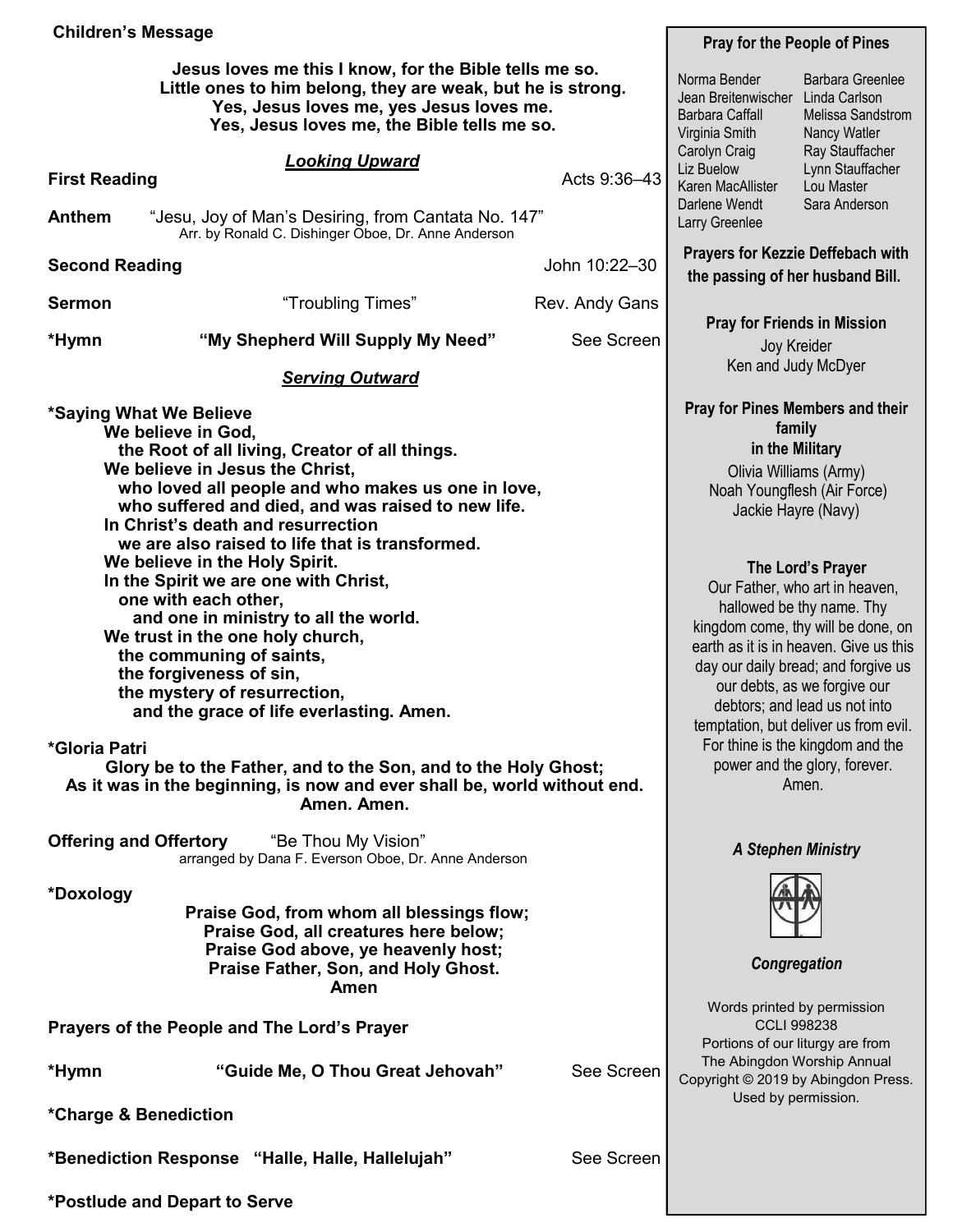**Children's Message**

**Jesus loves me this I know, for the Bible tells me so.**
**Little ones to him belong, they are weak, but he is strong.**
**Yes, Jesus loves me, yes Jesus loves me.**
**Yes, Jesus loves me, the Bible tells me so.**

***Looking Upward***

**First Reading** Acts 9:36–43

**Anthem** "Jesu, Joy of Man's Desiring, from Cantata No. 147"
Arr. by Ronald C. Dishinger Oboe, Dr. Anne Anderson

**Second Reading** John 10:22–30

**Sermon** "Troubling Times" Rev. Andy Gans

**\*Hymn** **"My Shepherd Will Supply My Need"** See Screen

***Serving Outward***

**\*Saying What We Believe**
**We believe in God,**
**the Root of all living, Creator of all things.**
**We believe in Jesus the Christ,**
**who loved all people and who makes us one in love,**
**who suffered and died, and was raised to new life.**
**In Christ's death and resurrection**
**we are also raised to life that is transformed.**
**We believe in the Holy Spirit.**
**In the Spirit we are one with Christ,**
**one with each other,**
**and one in ministry to all the world.**
**We trust in the one holy church,**
**the communing of saints,**
**the forgiveness of sin,**
**the mystery of resurrection,**
**and the grace of life everlasting. Amen.**

**\*Gloria Patri**
**Glory be to the Father, and to the Son, and to the Holy Ghost;**
**As it was in the beginning, is now and ever shall be, world without end.**
**Amen. Amen.**

**Offering and Offertory** "Be Thou My Vision"
arranged by Dana F. Everson Oboe, Dr. Anne Anderson

**\*Doxology**
**Praise God, from whom all blessings flow;**
**Praise God, all creatures here below;**
**Praise God above, ye heavenly host;**
**Praise Father, Son, and Holy Ghost.**
**Amen**

**Prayers of the People and The Lord's Prayer**

**\*Hymn** **"Guide Me, O Thou Great Jehovah"** See Screen

**\*Charge & Benediction**

**\*Benediction Response** **"Halle, Halle, Hallelujah"** See Screen

**\*Postlude and Depart to Serve**

---

**Pray for the People of Pines**

Norma Bender
Jean Breitenwischer
Barbara Caffall
Virginia Smith
Carolyn Craig
Liz Buelow
Karen MacAllister
Darlene Wendt
Larry Greenlee
Barbara Greenlee
Linda Carlson
Melissa Sandstrom
Nancy Watler
Ray Stauffacher
Lynn Stauffacher
Lou Master
Sara Anderson

**Prayers for Kezzie Deffebach with the passing of her husband Bill.**

**Pray for Friends in Mission**
Joy Kreider
Ken and Judy McDyer

**Pray for Pines Members and their family in the Military**
Olivia Williams (Army)
Noah Youngflesh (Air Force)
Jackie Hayre (Navy)

**The Lord's Prayer**
Our Father, who art in heaven, hallowed be thy name. Thy kingdom come, thy will be done, on earth as it is in heaven. Give us this day our daily bread; and forgive us our debts, as we forgive our debtors; and lead us not into temptation, but deliver us from evil. For thine is the kingdom and the power and the glory, forever. Amen.

***A Stephen Ministry***

***Congregation***

Words printed by permission
CCLI 998238
Portions of our liturgy are from
The Abingdon Worship Annual
Copyright © 2019 by Abingdon Press.
Used by permission.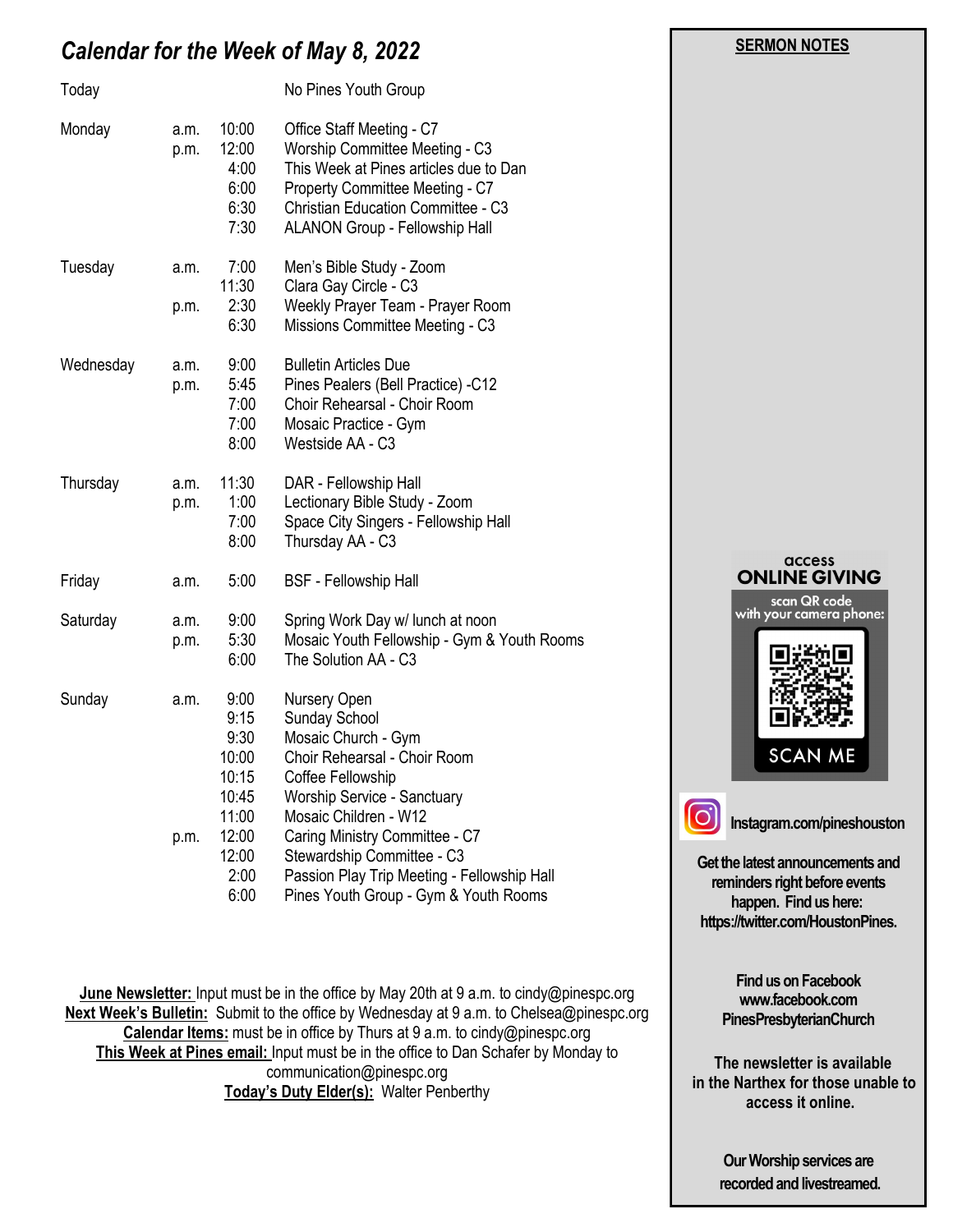# *Calendar for the Week of May 8, 2022*

| Day | | Time | Event |
|---|---|---|---|
| Today | | | No Pines Youth Group |
| Monday | a.m. | 10:00 | Office Staff Meeting - C7 |
| | p.m. | 12:00 | Worship Committee Meeting - C3 |
| | | 4:00 | This Week at Pines articles due to Dan |
| | | 6:00 | Property Committee Meeting - C7 |
| | | 6:30 | Christian Education Committee - C3 |
| | | 7:30 | ALANON Group - Fellowship Hall |
| Tuesday | a.m. | 7:00 | Men's Bible Study - Zoom |
| | | 11:30 | Clara Gay Circle - C3 |
| | p.m. | 2:30 | Weekly Prayer Team - Prayer Room |
| | | 6:30 | Missions Committee Meeting - C3 |
| Wednesday | a.m. | 9:00 | Bulletin Articles Due |
| | p.m. | 5:45 | Pines Pealers (Bell Practice) -C12 |
| | | 7:00 | Choir Rehearsal - Choir Room |
| | | 7:00 | Mosaic Practice - Gym |
| | | 8:00 | Westside AA - C3 |
| Thursday | a.m. | 11:30 | DAR - Fellowship Hall |
| | p.m. | 1:00 | Lectionary Bible Study - Zoom |
| | | 7:00 | Space City Singers - Fellowship Hall |
| | | 8:00 | Thursday AA - C3 |
| Friday | a.m. | 5:00 | BSF - Fellowship Hall |
| Saturday | a.m. | 9:00 | Spring Work Day w/ lunch at noon |
| | p.m. | 5:30 | Mosaic Youth Fellowship - Gym & Youth Rooms |
| | | 6:00 | The Solution AA - C3 |
| Sunday | a.m. | 9:00 | Nursery Open |
| | | 9:15 | Sunday School |
| | | 9:30 | Mosaic Church - Gym |
| | | 10:00 | Choir Rehearsal - Choir Room |
| | | 10:15 | Coffee Fellowship |
| | | 10:45 | Worship Service - Sanctuary |
| | | 11:00 | Mosaic Children - W12 |
| | p.m. | 12:00 | Caring Ministry Committee - C7 |
| | | 12:00 | Stewardship Committee - C3 |
| | | 2:00 | Passion Play Trip Meeting - Fellowship Hall |
| | | 6:00 | Pines Youth Group - Gym & Youth Rooms |

**June Newsletter:** Input must be in the office by May 20th at 9 a.m. to cindy@pinespc.org
**Next Week's Bulletin:** Submit to the office by Wednesday at 9 a.m. to Chelsea@pinespc.org
**Calendar Items:** must be in office by Thurs at 9 a.m. to cindy@pinespc.org
**This Week at Pines email:** Input must be in the office to Dan Schafer by Monday to communication@pinespc.org
**Today's Duty Elder(s):** Walter Penberthy

**SERMON NOTES**

access
**ONLINE GIVING**
scan QR code with your camera phone:
SCAN ME

**Instagram.com/pineshouston**

**Get the latest announcements and reminders right before events happen. Find us here: https://twitter.com/HoustonPines.**

**Find us on Facebook www.facebook.com PinesPresbyterianChurch**

**The newsletter is available in the Narthex for those unable to access it online.**

**Our Worship services are recorded and livestreamed.**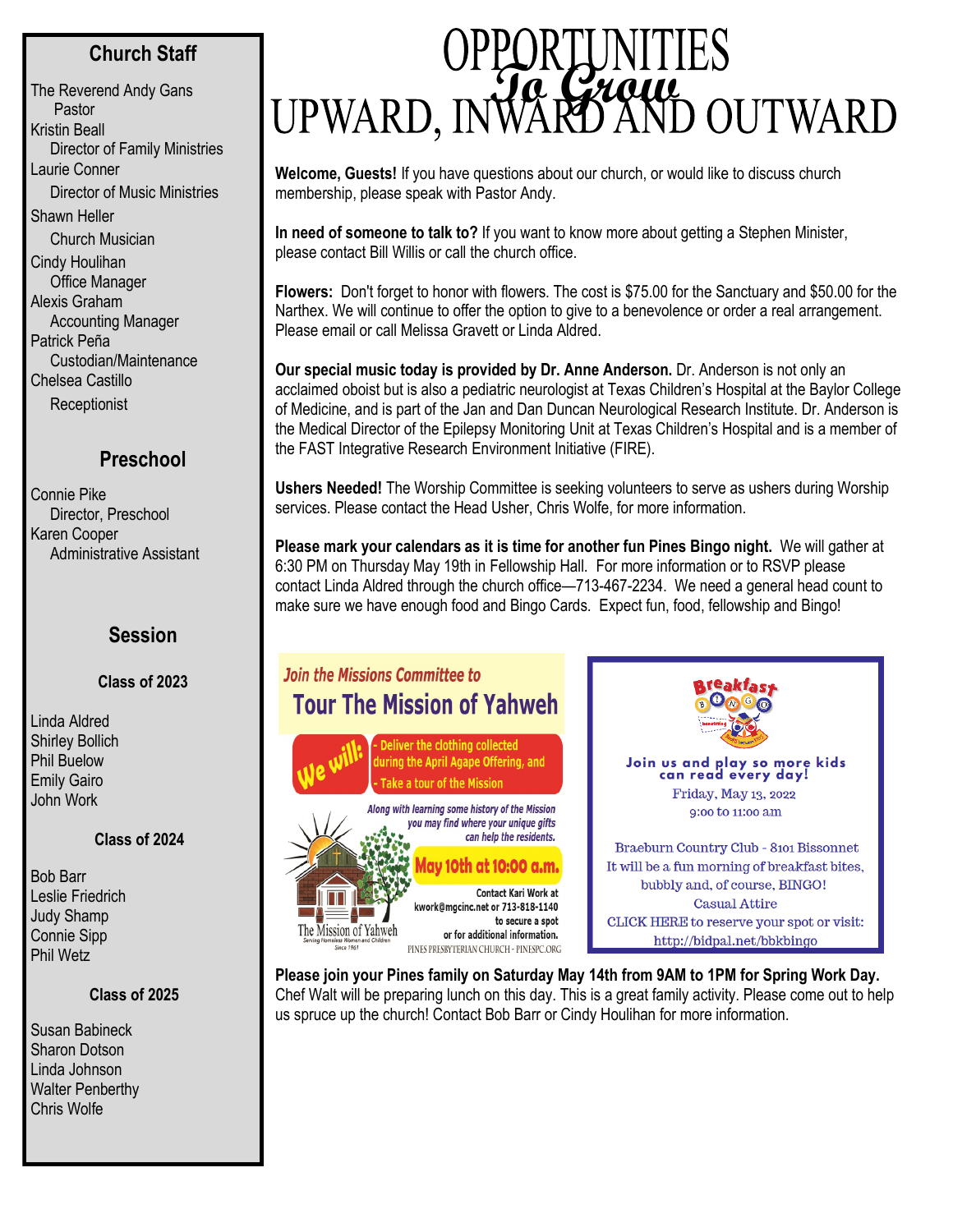# OPPORTUNITIES *To Grow* UPWARD, INWARD AND OUTWARD

**Welcome, Guests!** If you have questions about our church, or would like to discuss church membership, please speak with Pastor Andy.

**In need of someone to talk to?** If you want to know more about getting a Stephen Minister, please contact Bill Willis or call the church office.

**Flowers:** Don't forget to honor with flowers. The cost is $75.00 for the Sanctuary and $50.00 for the Narthex. We will continue to offer the option to give to a benevolence or order a real arrangement. Please email or call Melissa Gravett or Linda Aldred.

**Our special music today is provided by Dr. Anne Anderson.** Dr. Anderson is not only an acclaimed oboist but is also a pediatric neurologist at Texas Children's Hospital at the Baylor College of Medicine, and is part of the Jan and Dan Duncan Neurological Research Institute. Dr. Anderson is the Medical Director of the Epilepsy Monitoring Unit at Texas Children's Hospital and is a member of the FAST Integrative Research Environment Initiative (FIRE).

**Ushers Needed!** The Worship Committee is seeking volunteers to serve as ushers during Worship services. Please contact the Head Usher, Chris Wolfe, for more information.

**Please mark your calendars as it is time for another fun Pines Bingo night.** We will gather at 6:30 PM on Thursday May 19th in Fellowship Hall. For more information or to RSVP please contact Linda Aldred through the church office—713-467-2234. We need a general head count to make sure we have enough food and Bingo Cards. Expect fun, food, fellowship and Bingo!

*Join the Missions Committee to*

**Tour The Mission of Yahweh**

**We will:**
- Deliver the clothing collected during the April Agape Offering, and
- Take a tour of the Mission

*Along with learning some history of the Mission you may find where your unique gifts can help the residents.*

**May 10th at 10:00 a.m.**

Contact Kari Work at kwork@mgcinc.net or 713-818-1140 to secure a spot or for additional information.

The Mission of Yahweh — Serving Homeless Women and Children Since 1961

PINES PRESBYTERIAN CHURCH - PINESPC.ORG

**Breakfast BINGO**

Join us and play so more kids can read every day!

Friday, May 13, 2022
9:00 to 11:00 am

Braeburn Country Club - 8101 Bissonnet
It will be a fun morning of breakfast bites, bubbly and, of course, BINGO!
Casual Attire
CLICK HERE to reserve your spot or visit: http://bidpal.net/bbkbingo

**Please join your Pines family on Saturday May 14th from 9AM to 1PM for Spring Work Day.** Chef Walt will be preparing lunch on this day. This is a great family activity. Please come out to help us spruce up the church! Contact Bob Barr or Cindy Houlihan for more information.

## Church Staff

The Reverend Andy Gans
Pastor
Kristin Beall
Director of Family Ministries
Laurie Conner
Director of Music Ministries
Shawn Heller
Church Musician
Cindy Houlihan
Office Manager
Alexis Graham
Accounting Manager
Patrick Peña
Custodian/Maintenance
Chelsea Castillo
Receptionist

## Preschool

Connie Pike
Director, Preschool
Karen Cooper
Administrative Assistant

## Session

### Class of 2023

Linda Aldred
Shirley Bollich
Phil Buelow
Emily Gairo
John Work

### Class of 2024

Bob Barr
Leslie Friedrich
Judy Shamp
Connie Sipp
Phil Wetz

### Class of 2025

Susan Babineck
Sharon Dotson
Linda Johnson
Walter Penberthy
Chris Wolfe